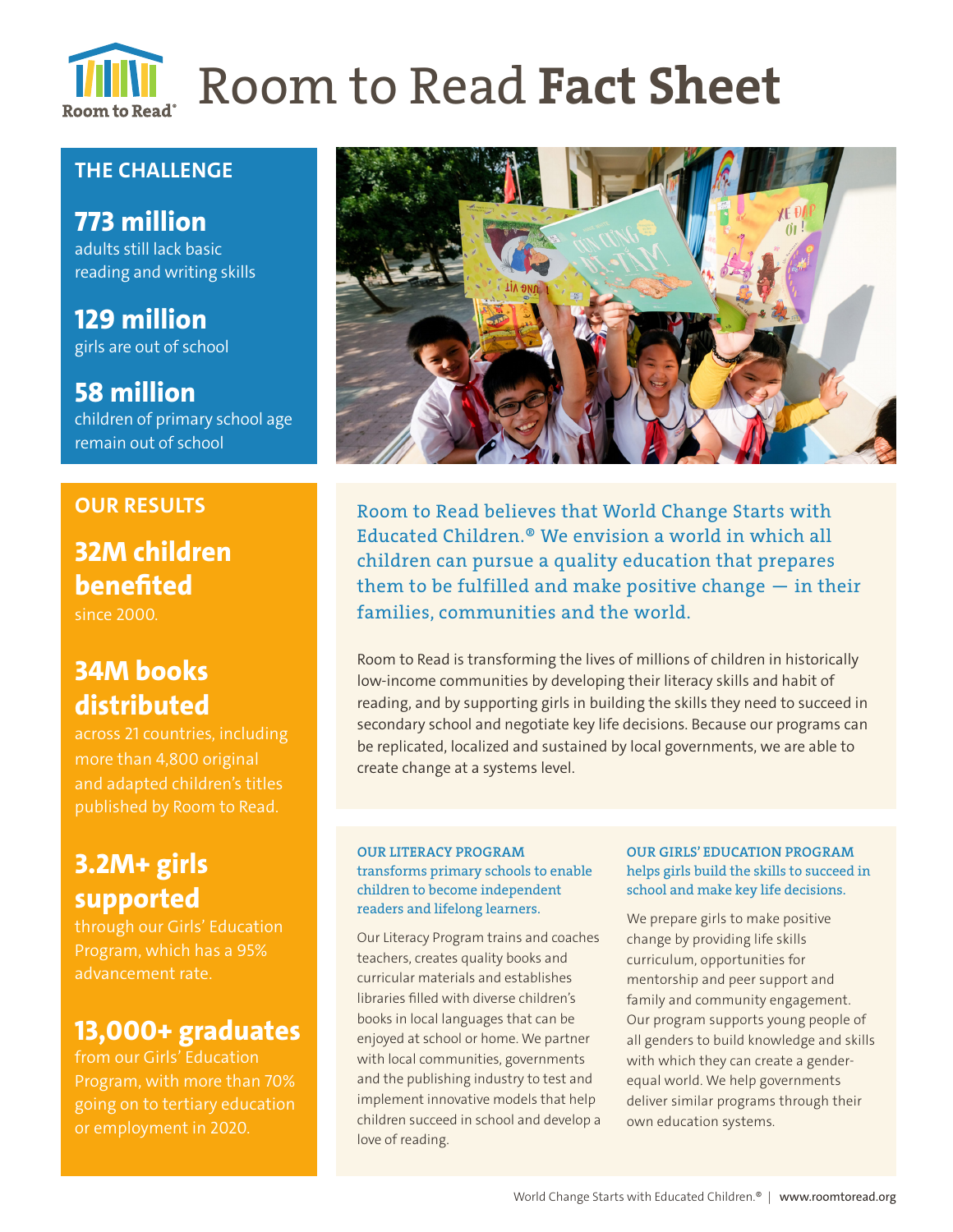# Room to Read **Fact Sheet**

## THE CHALLENGE

**773 million**
adults still lack basic reading and writing skills

**129 million**
girls are out of school

**58 million**
children of primary school age remain out of school

## OUR RESULTS

**32M children benefited**
since 2000.

**34M books distributed**
across 21 countries, including more than 4,800 original and adapted children's titles published by Room to Read.

**3.2M+ girls supported**
through our Girls' Education Program, which has a 95% advancement rate.

**13,000+ graduates**
from our Girls' Education Program, with more than 70% going on to tertiary education or employment in 2020.

Room to Read believes that World Change Starts with Educated Children.® We envision a world in which all children can pursue a quality education that prepares them to be fulfilled and make positive change — in their families, communities and the world.

Room to Read is transforming the lives of millions of children in historically low-income communities by developing their literacy skills and habit of reading, and by supporting girls in building the skills they need to succeed in secondary school and negotiate key life decisions. Because our programs can be replicated, localized and sustained by local governments, we are able to create change at a systems level.

### OUR LITERACY PROGRAM
transforms primary schools to enable children to become independent readers and lifelong learners.

Our Literacy Program trains and coaches teachers, creates quality books and curricular materials and establishes libraries filled with diverse children's books in local languages that can be enjoyed at school or home. We partner with local communities, governments and the publishing industry to test and implement innovative models that help children succeed in school and develop a love of reading.

### OUR GIRLS' EDUCATION PROGRAM
helps girls build the skills to succeed in school and make key life decisions.

We prepare girls to make positive change by providing life skills curriculum, opportunities for mentorship and peer support and family and community engagement. Our program supports young people of all genders to build knowledge and skills with which they can create a gender-equal world. We help governments deliver similar programs through their own education systems.

World Change Starts with Educated Children.® | www.roomtoread.org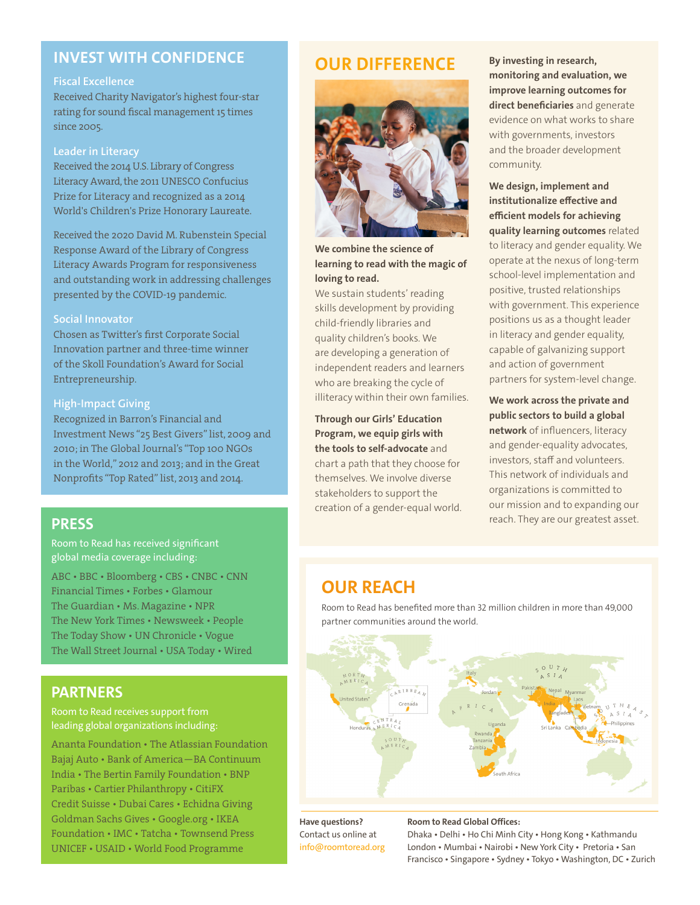## INVEST WITH CONFIDENCE

### Fiscal Excellence

Received Charity Navigator's highest four-star rating for sound fiscal management 15 times since 2005.

### Leader in Literacy

Received the 2014 U.S. Library of Congress Literacy Award, the 2011 UNESCO Confucius Prize for Literacy and recognized as a 2014 World's Children's Prize Honorary Laureate.

Received the 2020 David M. Rubenstein Special Response Award of the Library of Congress Literacy Awards Program for responsiveness and outstanding work in addressing challenges presented by the COVID-19 pandemic.

### Social Innovator

Chosen as Twitter's first Corporate Social Innovation partner and three-time winner of the Skoll Foundation's Award for Social Entrepreneurship.

### High-Impact Giving

Recognized in Barron's Financial and Investment News "25 Best Givers" list, 2009 and 2010; in The Global Journal's "Top 100 NGOs in the World," 2012 and 2013; and in the Great Nonprofits "Top Rated" list, 2013 and 2014.

## PRESS

Room to Read has received significant global media coverage including:

ABC • BBC • Bloomberg • CBS • CNBC • CNN
Financial Times • Forbes • Glamour
The Guardian • Ms. Magazine • NPR
The New York Times • Newsweek • People
The Today Show • UN Chronicle • Vogue
The Wall Street Journal • USA Today • Wired

## PARTNERS

Room to Read receives support from leading global organizations including:

Ananta Foundation • The Atlassian Foundation
Bajaj Auto • Bank of America—BA Continuum India • The Bertin Family Foundation • BNP Paribas • Cartier Philanthropy • CitiFX
Credit Suisse • Dubai Cares • Echidna Giving
Goldman Sachs Gives • Google.org • IKEA Foundation • IMC • Tatcha • Townsend Press
UNICEF • USAID • World Food Programme

## OUR DIFFERENCE

**We combine the science of learning to read with the magic of loving to read.** We sustain students' reading skills development by providing child-friendly libraries and quality children's books. We are developing a generation of independent readers and learners who are breaking the cycle of illiteracy within their own families.

**Through our Girls' Education Program, we equip girls with the tools to self-advocate** and chart a path that they choose for themselves. We involve diverse stakeholders to support the creation of a gender-equal world.

**By investing in research, monitoring and evaluation, we improve learning outcomes for direct beneficiaries** and generate evidence on what works to share with governments, investors and the broader development community.

**We design, implement and institutionalize effective and efficient models for achieving quality learning outcomes** related to literacy and gender equality. We operate at the nexus of long-term school-level implementation and positive, trusted relationships with government. This experience positions us as a thought leader in literacy and gender equality, capable of galvanizing support and action of government partners for system-level change.

**We work across the private and public sectors to build a global network** of influencers, literacy and gender-equality advocates, investors, staff and volunteers. This network of individuals and organizations is committed to our mission and to expanding our reach. They are our greatest asset.

## OUR REACH

Room to Read has benefited more than 32 million children in more than 49,000 partner communities around the world.

NORTH AMERICA
United States*
CARIBBEAN
Grenada
CENTRAL AMERICA
Honduras
SOUTH AMERICA
Italy
Jordan
AFRICA
Uganda
Rwanda
Tanzania
Zambia
South Africa
SOUTH ASIA
Pakistan
Nepal
India
Bangladesh
Sri Lanka
Myanmar
Laos
Vietnam
Cambodia
SOUTHEAST ASIA
Philippines
Indonesia

**Have questions?**
Contact us online at
info@roomtoread.org

**Room to Read Global Offices:**
Dhaka • Delhi • Ho Chi Minh City • Hong Kong • Kathmandu
London • Mumbai • Nairobi • New York City • Pretoria • San Francisco • Singapore • Sydney • Tokyo • Washington, DC • Zurich